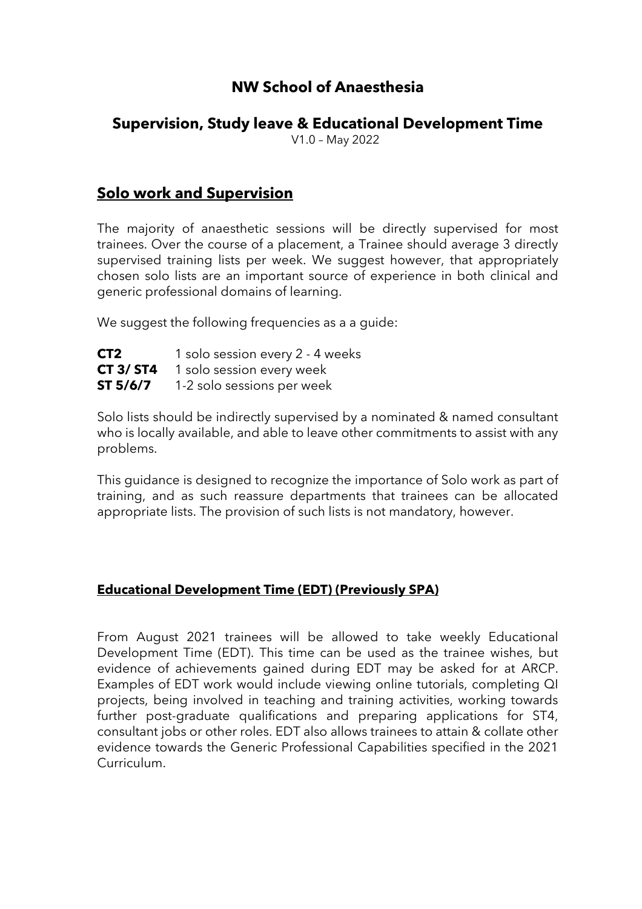# NW School of Anaesthesia

## Supervision, Study leave & Educational Development Time

V1.0 – May 2022

## Solo work and Supervision

The majority of anaesthetic sessions will be directly supervised for most trainees. Over the course of a placement, a Trainee should average 3 directly supervised training lists per week. We suggest however, that appropriately chosen solo lists are an important source of experience in both clinical and generic professional domains of learning.

We suggest the following frequencies as a a guide:

**CT2** 1 solo session every 2 - 4 weeks
**CT 3/ ST4** 1 solo session every week
**ST 5/6/7** 1-2 solo sessions per week

Solo lists should be indirectly supervised by a nominated & named consultant who is locally available, and able to leave other commitments to assist with any problems.

This guidance is designed to recognize the importance of Solo work as part of training, and as such reassure departments that trainees can be allocated appropriate lists. The provision of such lists is not mandatory, however.

### Educational Development Time (EDT) (Previously SPA)

From August 2021 trainees will be allowed to take weekly Educational Development Time (EDT). This time can be used as the trainee wishes, but evidence of achievements gained during EDT may be asked for at ARCP. Examples of EDT work would include viewing online tutorials, completing QI projects, being involved in teaching and training activities, working towards further post-graduate qualifications and preparing applications for ST4, consultant jobs or other roles. EDT also allows trainees to attain & collate other evidence towards the Generic Professional Capabilities specified in the 2021 Curriculum.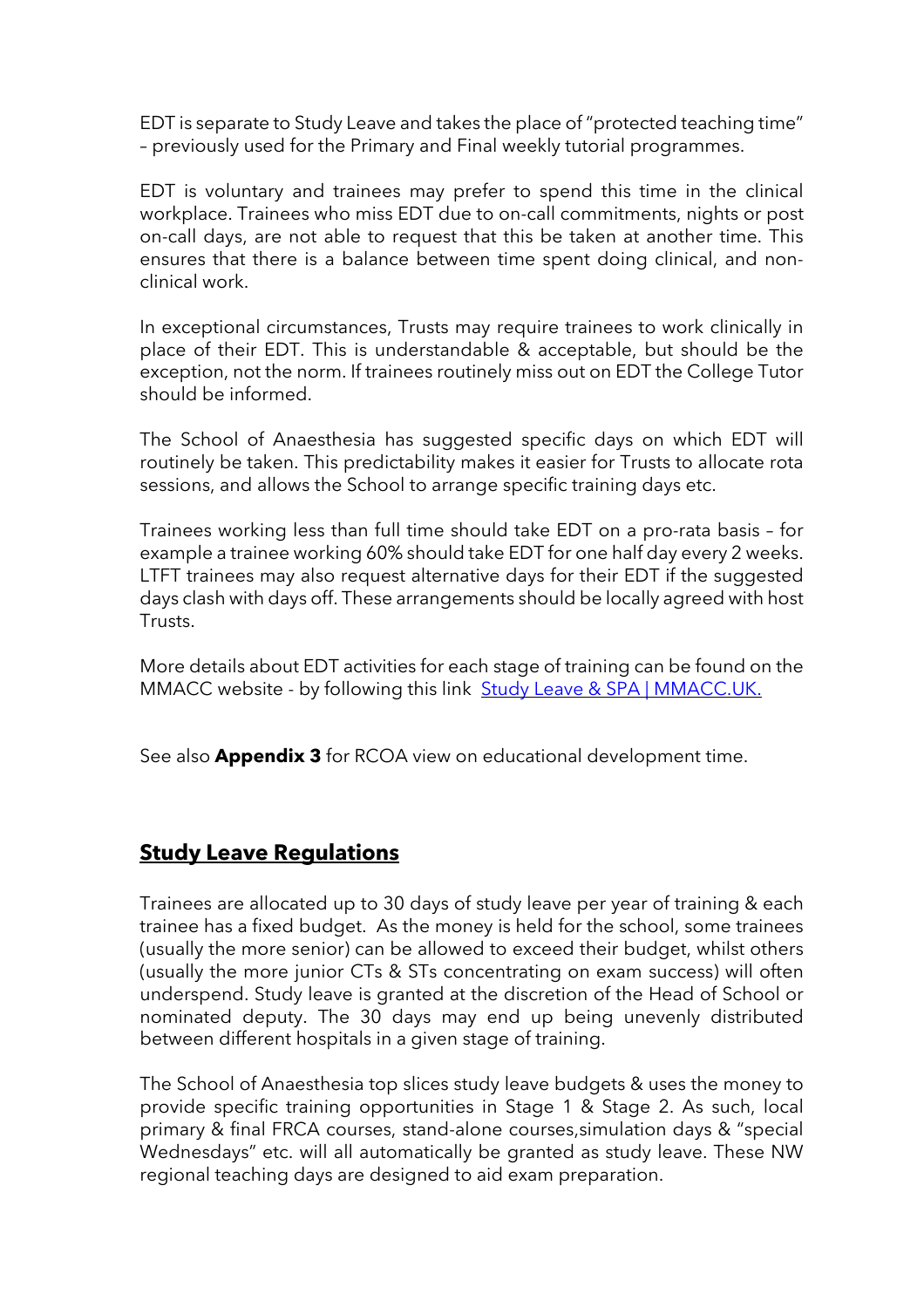EDT is separate to Study Leave and takes the place of "protected teaching time" – previously used for the Primary and Final weekly tutorial programmes.

EDT is voluntary and trainees may prefer to spend this time in the clinical workplace. Trainees who miss EDT due to on-call commitments, nights or post on-call days, are not able to request that this be taken at another time. This ensures that there is a balance between time spent doing clinical, and non-clinical work.

In exceptional circumstances, Trusts may require trainees to work clinically in place of their EDT. This is understandable & acceptable, but should be the exception, not the norm. If trainees routinely miss out on EDT the College Tutor should be informed.

The School of Anaesthesia has suggested specific days on which EDT will routinely be taken. This predictability makes it easier for Trusts to allocate rota sessions, and allows the School to arrange specific training days etc.

Trainees working less than full time should take EDT on a pro-rata basis – for example a trainee working 60% should take EDT for one half day every 2 weeks. LTFT trainees may also request alternative days for their EDT if the suggested days clash with days off. These arrangements should be locally agreed with host Trusts.

More details about EDT activities for each stage of training can be found on the MMACC website - by following this link [Study Leave & SPA | MMACC.UK.]

See also **Appendix 3** for RCOA view on educational development time.

## Study Leave Regulations

Trainees are allocated up to 30 days of study leave per year of training & each trainee has a fixed budget. As the money is held for the school, some trainees (usually the more senior) can be allowed to exceed their budget, whilst others (usually the more junior CTs & STs concentrating on exam success) will often underspend. Study leave is granted at the discretion of the Head of School or nominated deputy. The 30 days may end up being unevenly distributed between different hospitals in a given stage of training.

The School of Anaesthesia top slices study leave budgets & uses the money to provide specific training opportunities in Stage 1 & Stage 2. As such, local primary & final FRCA courses, stand-alone courses,simulation days & "special Wednesdays" etc. will all automatically be granted as study leave. These NW regional teaching days are designed to aid exam preparation.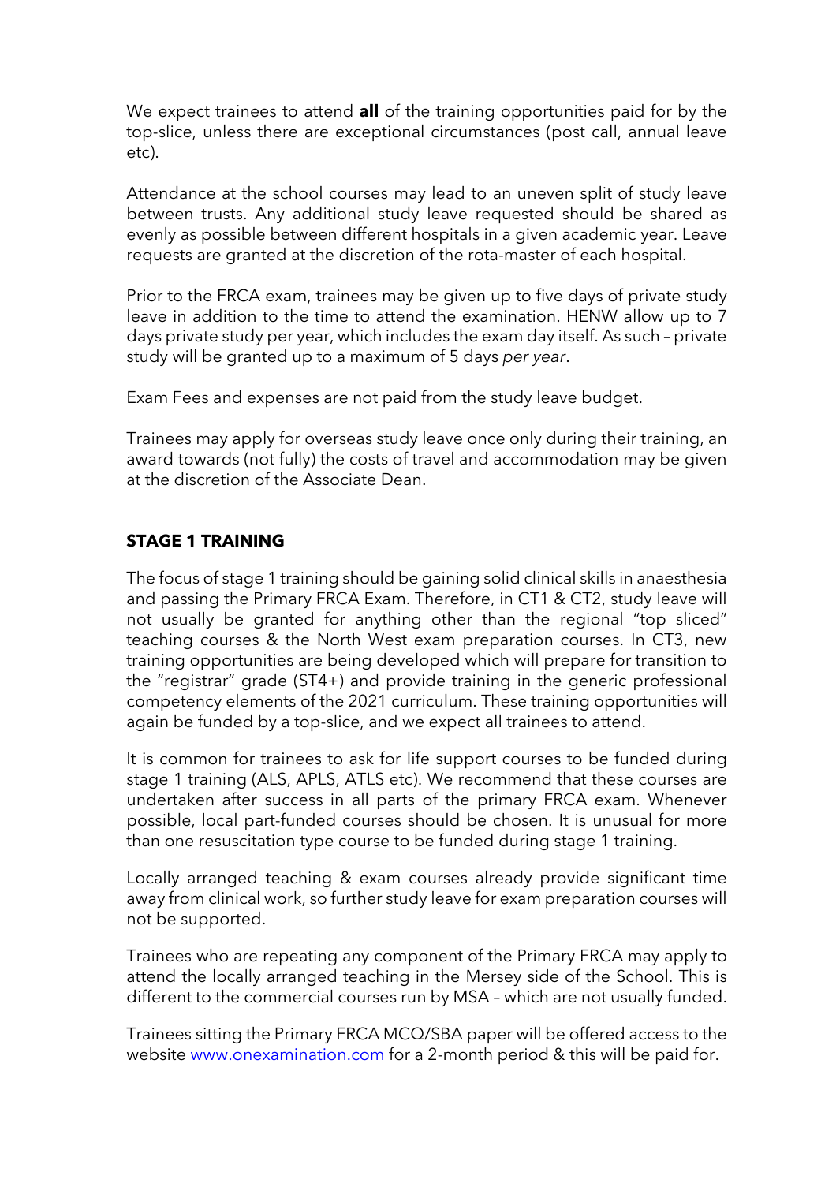We expect trainees to attend **all** of the training opportunities paid for by the top-slice, unless there are exceptional circumstances (post call, annual leave etc).

Attendance at the school courses may lead to an uneven split of study leave between trusts. Any additional study leave requested should be shared as evenly as possible between different hospitals in a given academic year. Leave requests are granted at the discretion of the rota-master of each hospital.

Prior to the FRCA exam, trainees may be given up to five days of private study leave in addition to the time to attend the examination. HENW allow up to 7 days private study per year, which includes the exam day itself. As such – private study will be granted up to a maximum of 5 days *per year*.

Exam Fees and expenses are not paid from the study leave budget.

Trainees may apply for overseas study leave once only during their training, an award towards (not fully) the costs of travel and accommodation may be given at the discretion of the Associate Dean.

## STAGE 1 TRAINING

The focus of stage 1 training should be gaining solid clinical skills in anaesthesia and passing the Primary FRCA Exam. Therefore, in CT1 & CT2, study leave will not usually be granted for anything other than the regional "top sliced" teaching courses & the North West exam preparation courses. In CT3, new training opportunities are being developed which will prepare for transition to the "registrar" grade (ST4+) and provide training in the generic professional competency elements of the 2021 curriculum. These training opportunities will again be funded by a top-slice, and we expect all trainees to attend.

It is common for trainees to ask for life support courses to be funded during stage 1 training (ALS, APLS, ATLS etc). We recommend that these courses are undertaken after success in all parts of the primary FRCA exam. Whenever possible, local part-funded courses should be chosen. It is unusual for more than one resuscitation type course to be funded during stage 1 training.

Locally arranged teaching & exam courses already provide significant time away from clinical work, so further study leave for exam preparation courses will not be supported.

Trainees who are repeating any component of the Primary FRCA may apply to attend the locally arranged teaching in the Mersey side of the School. This is different to the commercial courses run by MSA – which are not usually funded.

Trainees sitting the Primary FRCA MCQ/SBA paper will be offered access to the website www.onexamination.com for a 2-month period & this will be paid for.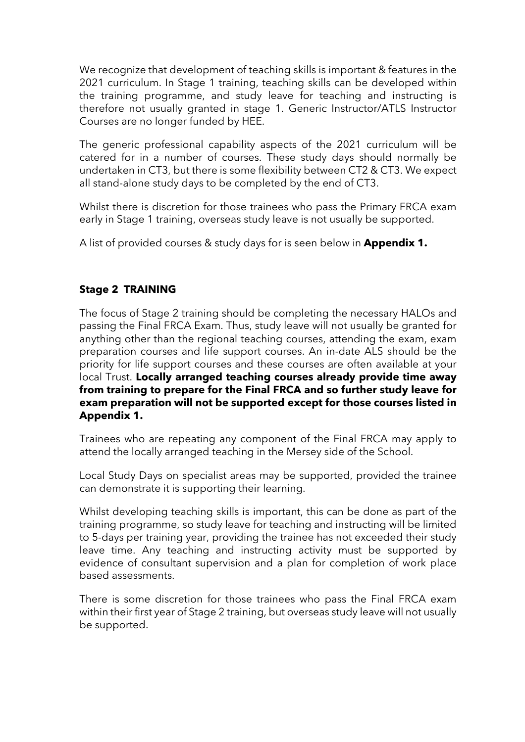We recognize that development of teaching skills is important & features in the 2021 curriculum. In Stage 1 training, teaching skills can be developed within the training programme, and study leave for teaching and instructing is therefore not usually granted in stage 1. Generic Instructor/ATLS Instructor Courses are no longer funded by HEE.

The generic professional capability aspects of the 2021 curriculum will be catered for in a number of courses. These study days should normally be undertaken in CT3, but there is some flexibility between CT2 & CT3. We expect all stand-alone study days to be completed by the end of CT3.

Whilst there is discretion for those trainees who pass the Primary FRCA exam early in Stage 1 training, overseas study leave is not usually be supported.

A list of provided courses & study days for is seen below in **Appendix 1.**

## Stage 2 TRAINING

The focus of Stage 2 training should be completing the necessary HALOs and passing the Final FRCA Exam. Thus, study leave will not usually be granted for anything other than the regional teaching courses, attending the exam, exam preparation courses and life support courses. An in-date ALS should be the priority for life support courses and these courses are often available at your local Trust. **Locally arranged teaching courses already provide time away from training to prepare for the Final FRCA and so further study leave for exam preparation will not be supported except for those courses listed in Appendix 1.**

Trainees who are repeating any component of the Final FRCA may apply to attend the locally arranged teaching in the Mersey side of the School.

Local Study Days on specialist areas may be supported, provided the trainee can demonstrate it is supporting their learning.

Whilst developing teaching skills is important, this can be done as part of the training programme, so study leave for teaching and instructing will be limited to 5-days per training year, providing the trainee has not exceeded their study leave time. Any teaching and instructing activity must be supported by evidence of consultant supervision and a plan for completion of work place based assessments.

There is some discretion for those trainees who pass the Final FRCA exam within their first year of Stage 2 training, but overseas study leave will not usually be supported.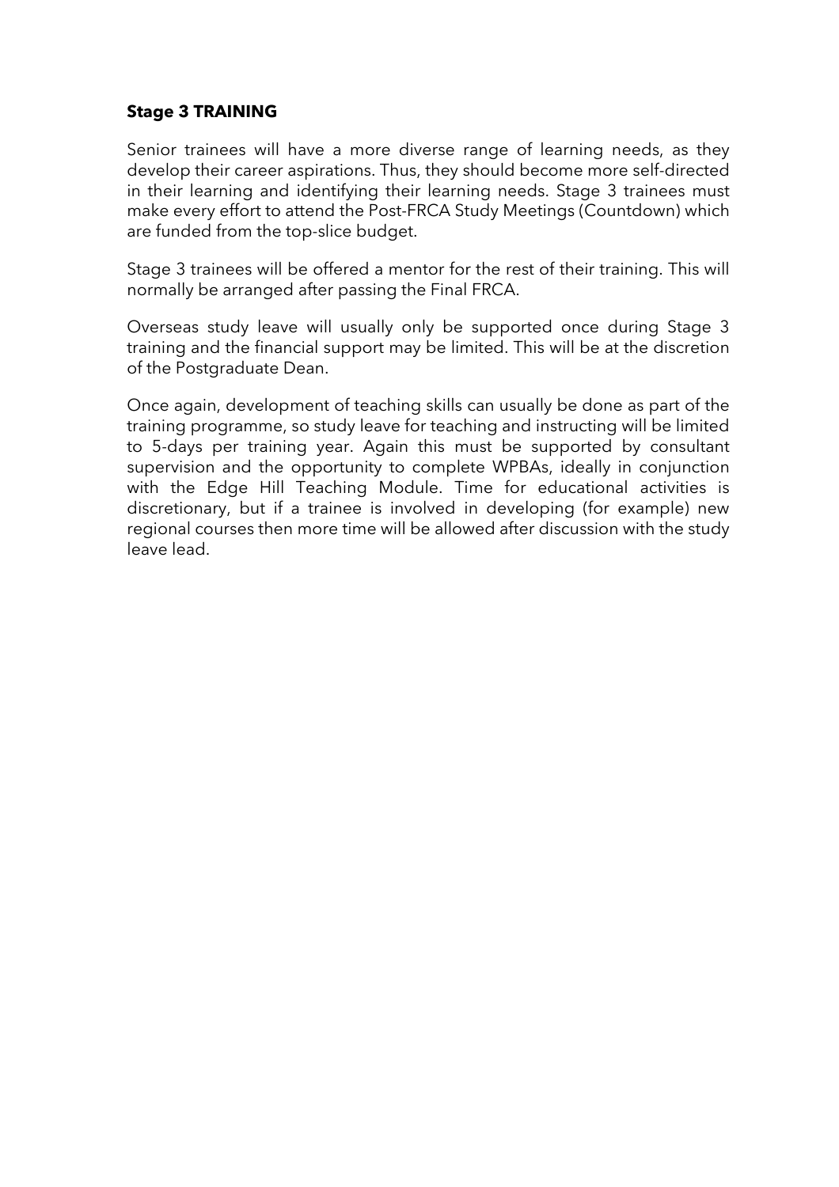**Stage 3 TRAINING**

Senior trainees will have a more diverse range of learning needs, as they develop their career aspirations. Thus, they should become more self-directed in their learning and identifying their learning needs. Stage 3 trainees must make every effort to attend the Post-FRCA Study Meetings (Countdown) which are funded from the top-slice budget.

Stage 3 trainees will be offered a mentor for the rest of their training. This will normally be arranged after passing the Final FRCA.

Overseas study leave will usually only be supported once during Stage 3 training and the financial support may be limited. This will be at the discretion of the Postgraduate Dean.

Once again, development of teaching skills can usually be done as part of the training programme, so study leave for teaching and instructing will be limited to 5-days per training year. Again this must be supported by consultant supervision and the opportunity to complete WPBAs, ideally in conjunction with the Edge Hill Teaching Module. Time for educational activities is discretionary, but if a trainee is involved in developing (for example) new regional courses then more time will be allowed after discussion with the study leave lead.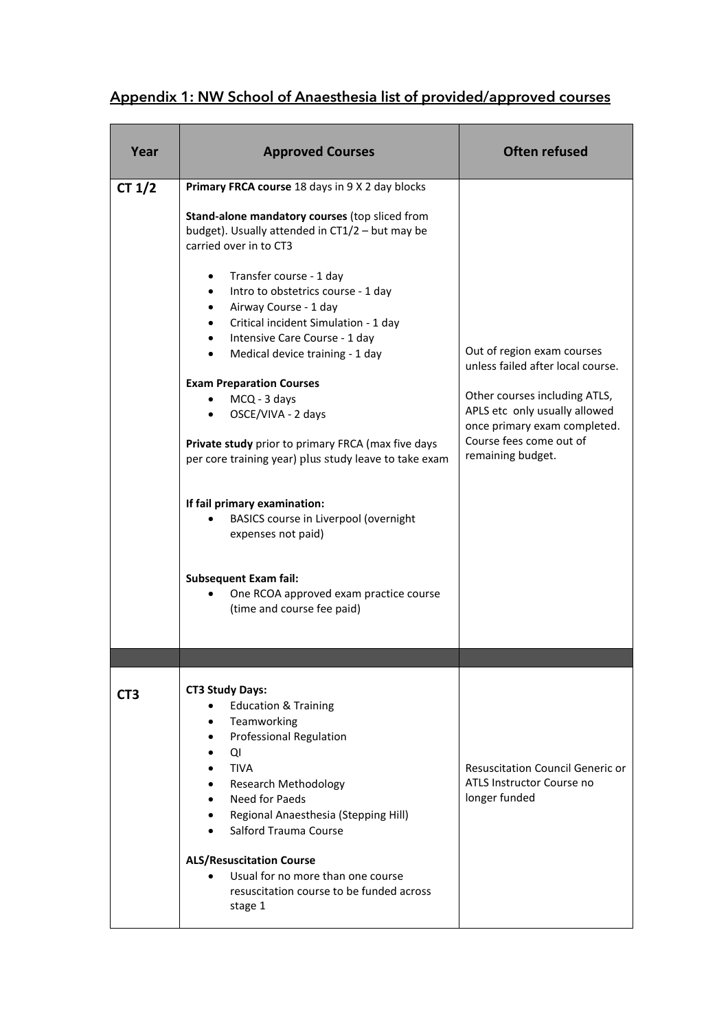## Appendix 1: NW School of Anaesthesia list of provided/approved courses

| Year | Approved Courses | Often refused |
|---|---|---|
| CT 1/2 | **Primary FRCA course** 18 days in 9 X 2 day blocks<br><br>**Stand-alone mandatory courses** (top sliced from budget). Usually attended in CT1/2 – but may be carried over in to CT3<br>• Transfer course - 1 day<br>• Intro to obstetrics course - 1 day<br>• Airway Course - 1 day<br>• Critical incident Simulation - 1 day<br>• Intensive Care Course - 1 day<br>• Medical device training - 1 day<br><br>**Exam Preparation Courses**<br>• MCQ - 3 days<br>• OSCE/VIVA - 2 days<br><br>**Private study** prior to primary FRCA (max five days per core training year) plus study leave to take exam<br><br>**If fail primary examination:**<br>• BASICS course in Liverpool (overnight expenses not paid)<br><br>**Subsequent Exam fail:**<br>• One RCOA approved exam practice course (time and course fee paid) | Out of region exam courses unless failed after local course.<br><br>Other courses including ATLS, APLS etc only usually allowed once primary exam completed. Course fees come out of remaining budget. |
| | | |
| CT3 | **CT3 Study Days:**<br>• Education & Training<br>• Teamworking<br>• Professional Regulation<br>• QI<br>• TIVA<br>• Research Methodology<br>• Need for Paeds<br>• Regional Anaesthesia (Stepping Hill)<br>• Salford Trauma Course<br><br>**ALS/Resuscitation Course**<br>• Usual for no more than one course resuscitation course to be funded across stage 1 | Resuscitation Council Generic or ATLS Instructor Course no longer funded |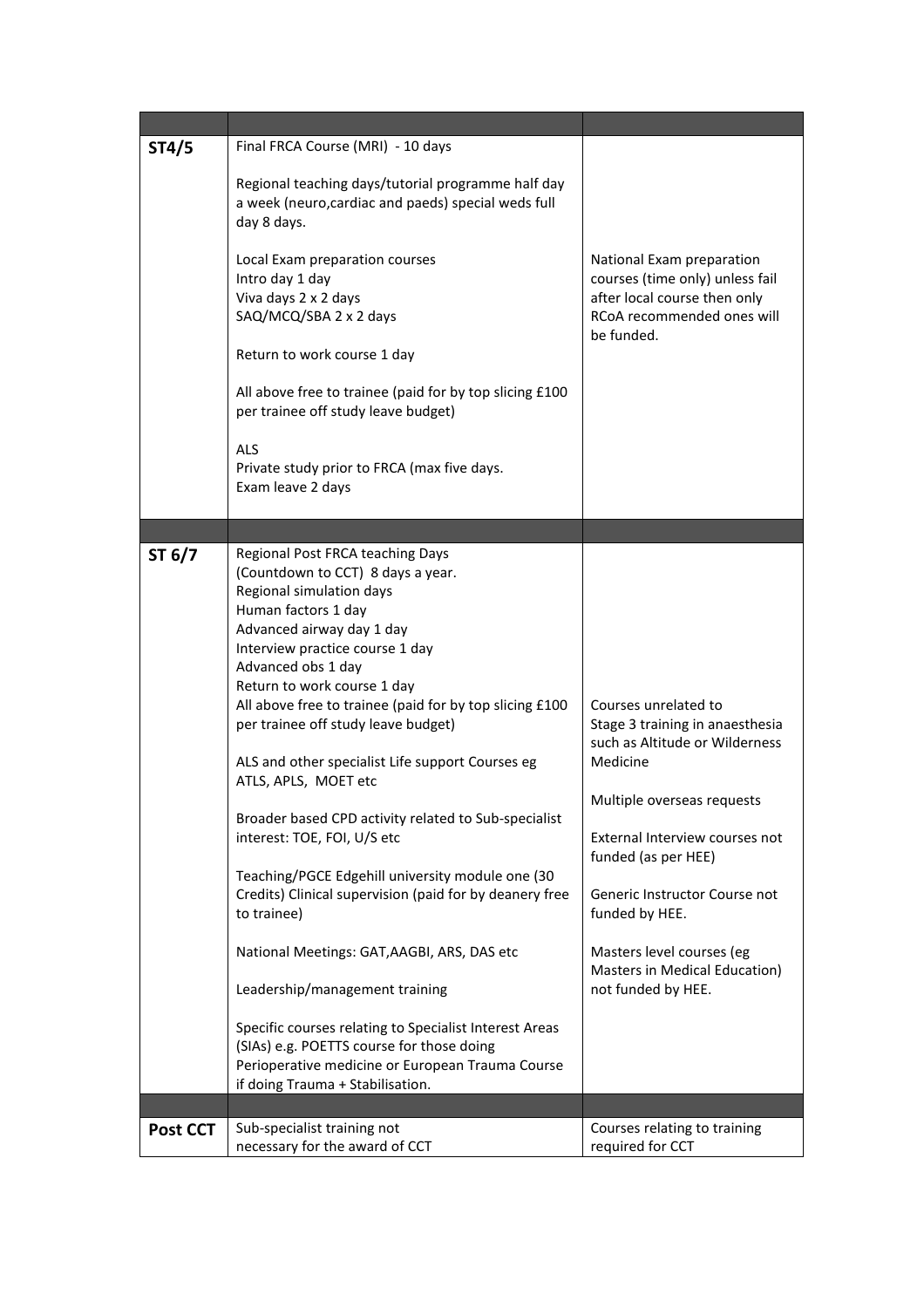| | | |
|---|---|---|
| **ST4/5** | Final FRCA Course (MRI) - 10 days<br><br>Regional teaching days/tutorial programme half day a week (neuro,cardiac and paeds) special weds full day 8 days.<br><br>Local Exam preparation courses<br>Intro day 1 day<br>Viva days 2 x 2 days<br>SAQ/MCQ/SBA 2 x 2 days<br><br>Return to work course 1 day<br><br>All above free to trainee (paid for by top slicing £100 per trainee off study leave budget)<br><br>ALS<br>Private study prior to FRCA (max five days.<br>Exam leave 2 days | National Exam preparation courses (time only) unless fail after local course then only RCoA recommended ones will be funded. |
| | | |
| **ST 6/7** | Regional Post FRCA teaching Days (Countdown to CCT) 8 days a year.<br>Regional simulation days<br>Human factors 1 day<br>Advanced airway day 1 day<br>Interview practice course 1 day<br>Advanced obs 1 day<br>Return to work course 1 day<br>All above free to trainee (paid for by top slicing £100 per trainee off study leave budget)<br><br>ALS and other specialist Life support Courses eg ATLS, APLS, MOET etc<br><br>Broader based CPD activity related to Sub-specialist interest: TOE, FOI, U/S etc<br><br>Teaching/PGCE Edgehill university module one (30 Credits) Clinical supervision (paid for by deanery free to trainee)<br><br>National Meetings: GAT,AAGBI, ARS, DAS etc<br><br>Leadership/management training<br><br>Specific courses relating to Specialist Interest Areas (SIAs) e.g. POETTS course for those doing Perioperative medicine or European Trauma Course if doing Trauma + Stabilisation. | Courses unrelated to Stage 3 training in anaesthesia such as Altitude or Wilderness Medicine<br><br>Multiple overseas requests<br><br>External Interview courses not funded (as per HEE)<br><br>Generic Instructor Course not funded by HEE.<br><br>Masters level courses (eg Masters in Medical Education) not funded by HEE. |
| | | |
| **Post CCT** | Sub-specialist training not necessary for the award of CCT | Courses relating to training required for CCT |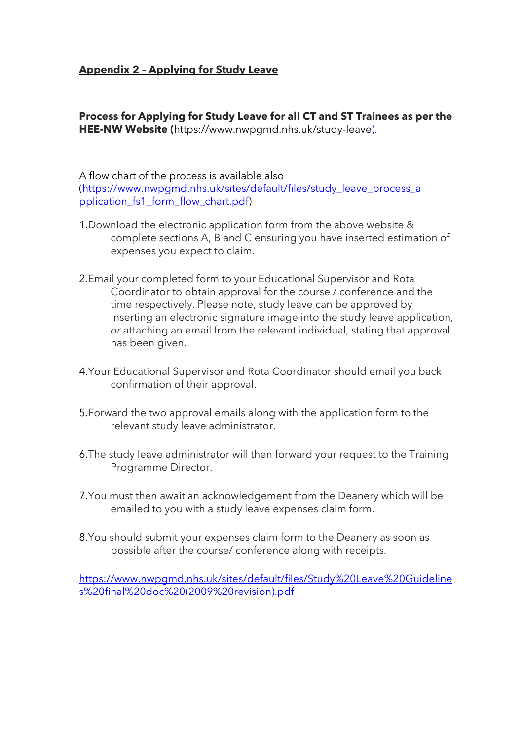**Appendix 2 – Applying for Study Leave**

**Process for Applying for Study Leave for all CT and ST Trainees as per the HEE-NW Website (**https://www.nwpgmd.nhs.uk/study-leave).

A flow chart of the process is available also (https://www.nwpgmd.nhs.uk/sites/default/files/study_leave_process_application_fs1_form_flow_chart.pdf)

1. Download the electronic application form from the above website & complete sections A, B and C ensuring you have inserted estimation of expenses you expect to claim.

2. Email your completed form to your Educational Supervisor and Rota Coordinator to obtain approval for the course / conference and the time respectively. Please note, study leave can be approved by inserting an electronic signature image into the study leave application, *or a*ttaching an email from the relevant individual, stating that approval has been given.

4. Your Educational Supervisor and Rota Coordinator should email you back confirmation of their approval.

5. Forward the two approval emails along with the application form to the relevant study leave administrator.

6. The study leave administrator will then forward your request to the Training Programme Director.

7. You must then await an acknowledgement from the Deanery which will be emailed to you with a study leave expenses claim form.

8. You should submit your expenses claim form to the Deanery as soon as possible after the course/ conference along with receipts.

https://www.nwpgmd.nhs.uk/sites/default/files/Study%20Leave%20Guidelines%20final%20doc%20(2009%20revision).pdf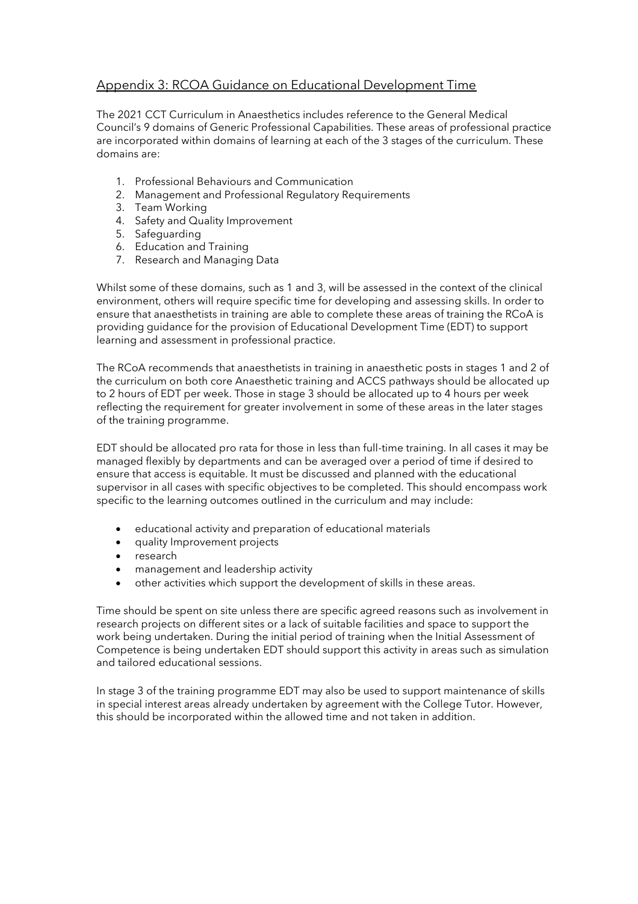## Appendix 3: RCOA Guidance on Educational Development Time

The 2021 CCT Curriculum in Anaesthetics includes reference to the General Medical Council's 9 domains of Generic Professional Capabilities. These areas of professional practice are incorporated within domains of learning at each of the 3 stages of the curriculum. These domains are:

1. Professional Behaviours and Communication
2. Management and Professional Regulatory Requirements
3. Team Working
4. Safety and Quality Improvement
5. Safeguarding
6. Education and Training
7. Research and Managing Data

Whilst some of these domains, such as 1 and 3, will be assessed in the context of the clinical environment, others will require specific time for developing and assessing skills. In order to ensure that anaesthetists in training are able to complete these areas of training the RCoA is providing guidance for the provision of Educational Development Time (EDT) to support learning and assessment in professional practice.

The RCoA recommends that anaesthetists in training in anaesthetic posts in stages 1 and 2 of the curriculum on both core Anaesthetic training and ACCS pathways should be allocated up to 2 hours of EDT per week. Those in stage 3 should be allocated up to 4 hours per week reflecting the requirement for greater involvement in some of these areas in the later stages of the training programme.

EDT should be allocated pro rata for those in less than full-time training. In all cases it may be managed flexibly by departments and can be averaged over a period of time if desired to ensure that access is equitable. It must be discussed and planned with the educational supervisor in all cases with specific objectives to be completed. This should encompass work specific to the learning outcomes outlined in the curriculum and may include:

- educational activity and preparation of educational materials
- quality Improvement projects
- research
- management and leadership activity
- other activities which support the development of skills in these areas.

Time should be spent on site unless there are specific agreed reasons such as involvement in research projects on different sites or a lack of suitable facilities and space to support the work being undertaken. During the initial period of training when the Initial Assessment of Competence is being undertaken EDT should support this activity in areas such as simulation and tailored educational sessions.

In stage 3 of the training programme EDT may also be used to support maintenance of skills in special interest areas already undertaken by agreement with the College Tutor. However, this should be incorporated within the allowed time and not taken in addition.